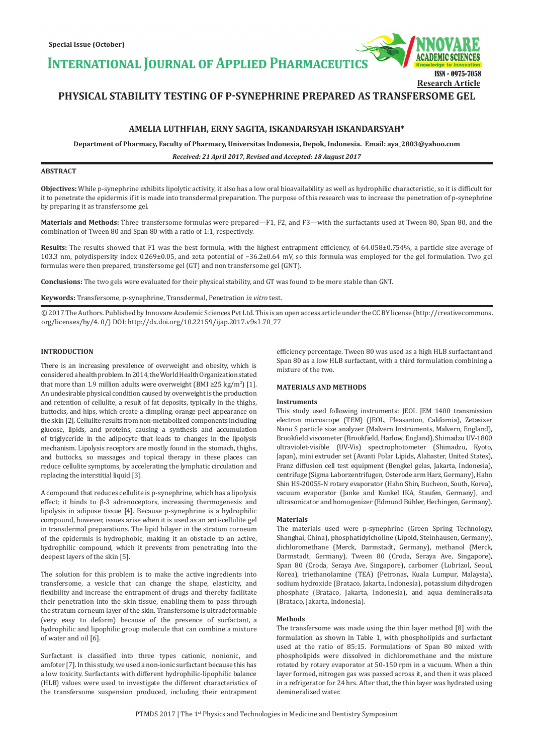Special Issue (October)

# INTERNATIONAL JOURNAL OF APPLIED PHARMACEUTICS

ISSN - 0975-7058

Research Article

# PHYSICAL STABILITY TESTING OF P-SYNEPHRINE PREPARED AS TRANSFERSOME GEL

**AMELIA LUTHFIAH, ERNY SAGITA, ISKANDARSYAH ISKANDARSYAH***

**Department of Pharmacy, Faculty of Pharmacy, Universitas Indonesia, Depok, Indonesia. Email: aya_2803@yahoo.com**

*Received: 21 April 2017, Revised and Accepted: 18 August 2017*

## ABSTRACT

**Objectives:** While p-synephrine exhibits lipolytic activity, it also has a low oral bioavailability as well as hydrophilic characteristic, so it is difficult for it to penetrate the epidermis if it is made into transdermal preparation. The purpose of this research was to increase the penetration of p-synephrine by preparing it as transfersome gel.

**Materials and Methods:** Three transfersome formulas were prepared—F1, F2, and F3—with the surfactants used at Tween 80, Span 80, and the combination of Tween 80 and Span 80 with a ratio of 1:1, respectively.

**Results:** The results showed that F1 was the best formula, with the highest entrapment efficiency, of 64.058±0.754%, a particle size average of 103.3 nm, polydispersity index 0.269±0.05, and zeta potential of −36.2±0.64 mV, so this formula was employed for the gel formulation. Two gel formulas were then prepared, transfersome gel (GT) and non transfersome gel (GNT).

**Conclusions:** The two gels were evaluated for their physical stability, and GT was found to be more stable than GNT.

**Keywords:** Transfersome, p-synephrine, Transdermal, Penetration *in vitro* test.

© 2017 The Authors. Published by Innovare Academic Sciences Pvt Ltd. This is an open access article under the CC BY license (http://creativecommons.org/licenses/by/4. 0/) DOI: http://dx.doi.org/10.22159/ijap.2017.v9s1.70_77

## INTRODUCTION

There is an increasing prevalence of overweight and obesity, which is considered a health problem. In 2014, the World Health Organization stated that more than 1.9 million adults were overweight (BMI ≥25 kg/m$^2$) [1]. An undesirable physical condition caused by overweight is the production and retention of cellulite, a result of fat deposits, typically in the thighs, buttocks, and hips, which create a dimpling, orange peel appearance on the skin [2]. Cellulite results from non-metabolized components including glucose, lipids, and proteins, causing a synthesis and accumulation of triglyceride in the adipocyte that leads to changes in the lipolysis mechanism. Lipolysis receptors are mostly found in the stomach, thighs, and buttocks, so massages and topical therapy in these places can reduce cellulite symptoms, by accelerating the lymphatic circulation and replacing the interstitial liquid [3].

A compound that reduces cellulite is p-synephrine, which has a lipolysis effect; it binds to β-3 adrenoceptors, increasing thermogenesis and lipolysis in adipose tissue [4]. Because p-synephrine is a hydrophilic compound, however, issues arise when it is used as an anti-cellulite gel in transdermal preparations. The lipid bilayer in the stratum corneum of the epidermis is hydrophobic, making it an obstacle to an active, hydrophilic compound, which it prevents from penetrating into the deepest layers of the skin [5].

The solution for this problem is to make the active ingredients into transfersome, a vesicle that can change the shape, elasticity, and flexibility and increase the entrapment of drugs and thereby facilitate their penetration into the skin tissue, enabling them to pass through the stratum corneum layer of the skin. Transfersome is ultradeformable (very easy to deform) because of the presence of surfactant, a hydrophilic and lipophilic group molecule that can combine a mixture of water and oil [6].

Surfactant is classified into three types cationic, nonionic, and amfoter [7]. In this study, we used a non-ionic surfactant because this has a low toxicity. Surfactants with different hydrophilic-lipophilic balance (HLB) values were used to investigate the different characteristics of the transfersome suspension produced, including their entrapment efficiency percentage. Tween 80 was used as a high HLB surfactant and Span 80 as a low HLB surfactant, with a third formulation combining a mixture of the two.

## MATERIALS AND METHODS

### Instruments

This study used following instruments: JEOL JEM 1400 transmission electron microscope (TEM) (JEOL, Pleasanton, California), Zetasizer Nano S particle size analyzer (Malvern Instruments, Malvern, England), Brookfield viscometer (Brookfield, Harlow, England), Shimadzu UV-1800 ultraviolet-visible (UV-Vis) spectrophotometer (Shimadzu, Kyoto, Japan), mini extruder set (Avanti Polar Lipids, Alabaster, United States), Franz diffusion cell test equipment (Bengkel gelas, Jakarta, Indonesia), centrifuge (Sigma Laborzentrifugen, Osterode arm Harz, Germany), Hahn Shin HS-2005S-N rotary evaporator (Hahn Shin, Bucheon, South, Korea), vacuum evaporator (Janke and Kunkel IKA, Staufen, Germany), and ultrasonicator and homogenizer (Edmund Bühler, Hechingen, Germany).

### Materials

The materials used were p-synephrine (Green Spring Technology, Shanghai, China), phosphatidylcholine (Lipoid, Steinhausen, Germany), dichloromethane (Merck, Darmstadt, Germany), methanol (Merck, Darmstadt, Germany), Tween 80 (Croda, Seraya Ave, Singapore), Span 80 (Croda, Seraya Ave, Singapore), carbomer (Lubrizol, Seoul, Korea), triethanolamine (TEA) (Petronas, Kuala Lumpur, Malaysia), sodium hydroxide (Brataco, Jakarta, Indonesia), potassium dihydrogen phosphate (Brataco, Jakarta, Indonesia), and aqua demineralisata (Brataco, Jakarta, Indonesia).

### Methods

The transfersome was made using the thin layer method [8] with the formulation as shown in Table 1, with phospholipids and surfactant used at the ratio of 85:15. Formulations of Span 80 mixed with phospholipids were dissolved in dichloromethane and the mixture rotated by rotary evaporator at 50-150 rpm in a vacuum. When a thin layer formed, nitrogen gas was passed across it, and then it was placed in a refrigerator for 24 hrs. After that, the thin layer was hydrated using demineralized water.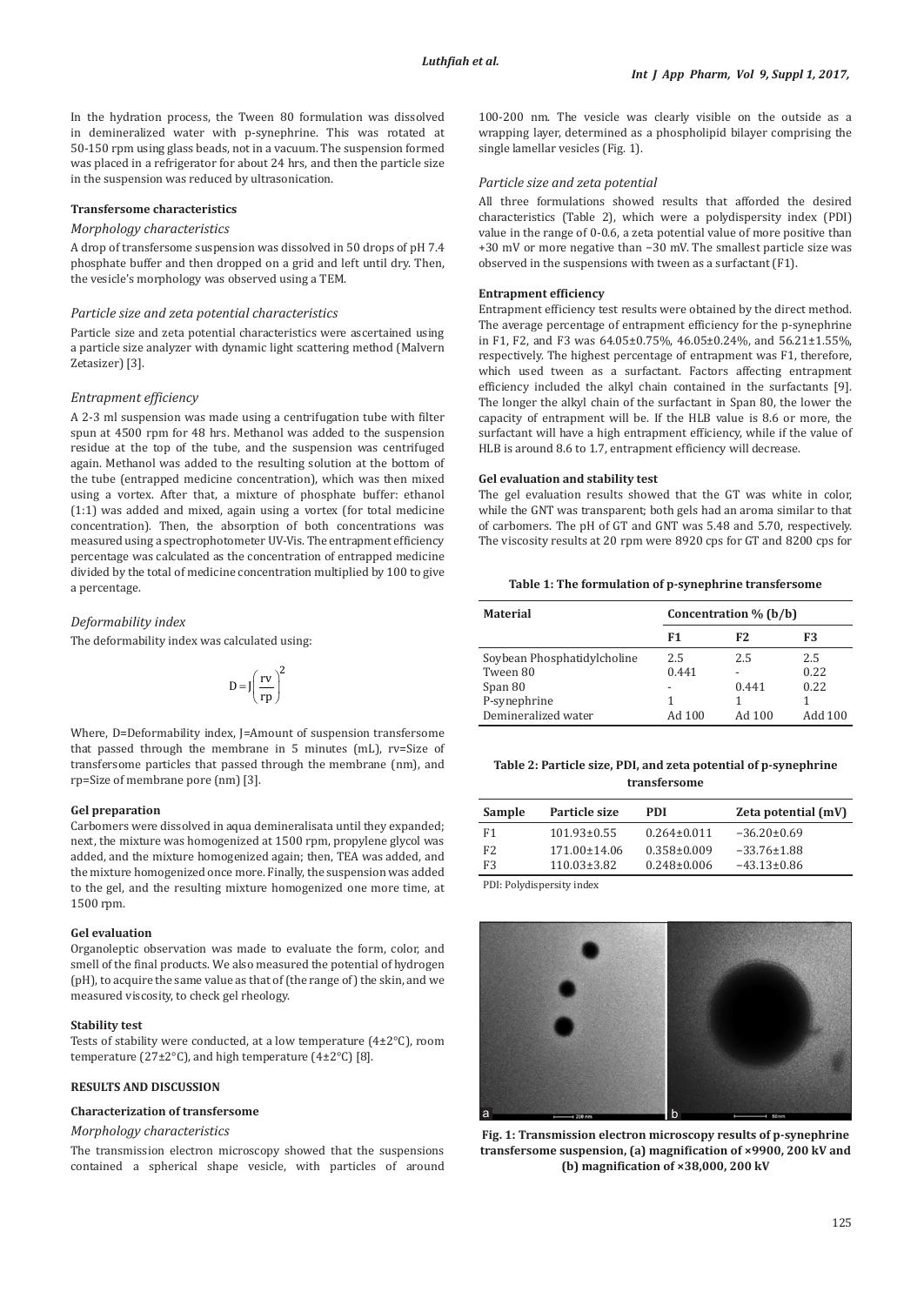In the hydration process, the Tween 80 formulation was dissolved in demineralized water with p-synephrine. This was rotated at 50-150 rpm using glass beads, not in a vacuum. The suspension formed was placed in a refrigerator for about 24 hrs, and then the particle size in the suspension was reduced by ultrasonication.

**Transfersome characteristics**

*Morphology characteristics*

A drop of transfersome suspension was dissolved in 50 drops of pH 7.4 phosphate buffer and then dropped on a grid and left until dry. Then, the vesicle's morphology was observed using a TEM.

*Particle size and zeta potential characteristics*

Particle size and zeta potential characteristics were ascertained using a particle size analyzer with dynamic light scattering method (Malvern Zetasizer) [3].

*Entrapment efficiency*

A 2-3 ml suspension was made using a centrifugation tube with filter spun at 4500 rpm for 48 hrs. Methanol was added to the suspension residue at the top of the tube, and the suspension was centrifuged again. Methanol was added to the resulting solution at the bottom of the tube (entrapped medicine concentration), which was then mixed using a vortex. After that, a mixture of phosphate buffer: ethanol (1:1) was added and mixed, again using a vortex (for total medicine concentration). Then, the absorption of both concentrations was measured using a spectrophotometer UV-Vis. The entrapment efficiency percentage was calculated as the concentration of entrapped medicine divided by the total of medicine concentration multiplied by 100 to give a percentage.

*Deformability index*

The deformability index was calculated using:

$$D = J\left(\frac{rv}{rp}\right)^2$$

Where, D=Deformability index, J=Amount of suspension transfersome that passed through the membrane in 5 minutes (mL), rv=Size of transfersome particles that passed through the membrane (nm), and rp=Size of membrane pore (nm) [3].

**Gel preparation**

Carbomers were dissolved in aqua demineralisata until they expanded; next, the mixture was homogenized at 1500 rpm, propylene glycol was added, and the mixture homogenized again; then, TEA was added, and the mixture homogenized once more. Finally, the suspension was added to the gel, and the resulting mixture homogenized one more time, at 1500 rpm.

**Gel evaluation**

Organoleptic observation was made to evaluate the form, color, and smell of the final products. We also measured the potential of hydrogen (pH), to acquire the same value as that of (the range of) the skin, and we measured viscosity, to check gel rheology.

**Stability test**

Tests of stability were conducted, at a low temperature (4±2°C), room temperature (27±2°C), and high temperature (4±2°C) [8].

**RESULTS AND DISCUSSION**

**Characterization of transfersome**

*Morphology characteristics*

The transmission electron microscopy showed that the suspensions contained a spherical shape vesicle, with particles of around 100-200 nm. The vesicle was clearly visible on the outside as a wrapping layer, determined as a phospholipid bilayer comprising the single lamellar vesicles (Fig. 1).

*Particle size and zeta potential*

All three formulations showed results that afforded the desired characteristics (Table 2), which were a polydispersity index (PDI) value in the range of 0-0.6, a zeta potential value of more positive than +30 mV or more negative than −30 mV. The smallest particle size was observed in the suspensions with tween as a surfactant (F1).

**Entrapment efficiency**

Entrapment efficiency test results were obtained by the direct method. The average percentage of entrapment efficiency for the p-synephrine in F1, F2, and F3 was 64.05±0.75%, 46.05±0.24%, and 56.21±1.55%, respectively. The highest percentage of entrapment was F1, therefore, which used tween as a surfactant. Factors affecting entrapment efficiency included the alkyl chain contained in the surfactants [9]. The longer the alkyl chain of the surfactant in Span 80, the lower the capacity of entrapment will be. If the HLB value is 8.6 or more, the surfactant will have a high entrapment efficiency, while if the value of HLB is around 8.6 to 1.7, entrapment efficiency will decrease.

**Gel evaluation and stability test**

The gel evaluation results showed that the GT was white in color, while the GNT was transparent; both gels had an aroma similar to that of carbomers. The pH of GT and GNT was 5.48 and 5.70, respectively. The viscosity results at 20 rpm were 8920 cps for GT and 8200 cps for

**Table 1: The formulation of p-synephrine transfersome**

| Material | Concentration % (b/b) | | |
|---|---|---|---|
| | F1 | F2 | F3 |
| Soybean Phosphatidylcholine | 2.5 | 2.5 | 2.5 |
| Tween 80 | 0.441 | - | 0.22 |
| Span 80 | - | 0.441 | 0.22 |
| P-synephrine | 1 | 1 | 1 |
| Demineralized water | Ad 100 | Ad 100 | Add 100 |

**Table 2: Particle size, PDI, and zeta potential of p-synephrine transfersome**

| Sample | Particle size | PDI | Zeta potential (mV) |
|---|---|---|---|
| F1 | 101.93±0.55 | 0.264±0.011 | −36.20±0.69 |
| F2 | 171.00±14.06 | 0.358±0.009 | −33.76±1.88 |
| F3 | 110.03±3.82 | 0.248±0.006 | −43.13±0.86 |

PDI: Polydispersity index

**Fig. 1: Transmission electron microscopy results of p-synephrine transfersome suspension, (a) magnification of ×9900, 200 kV and (b) magnification of ×38,000, 200 kV**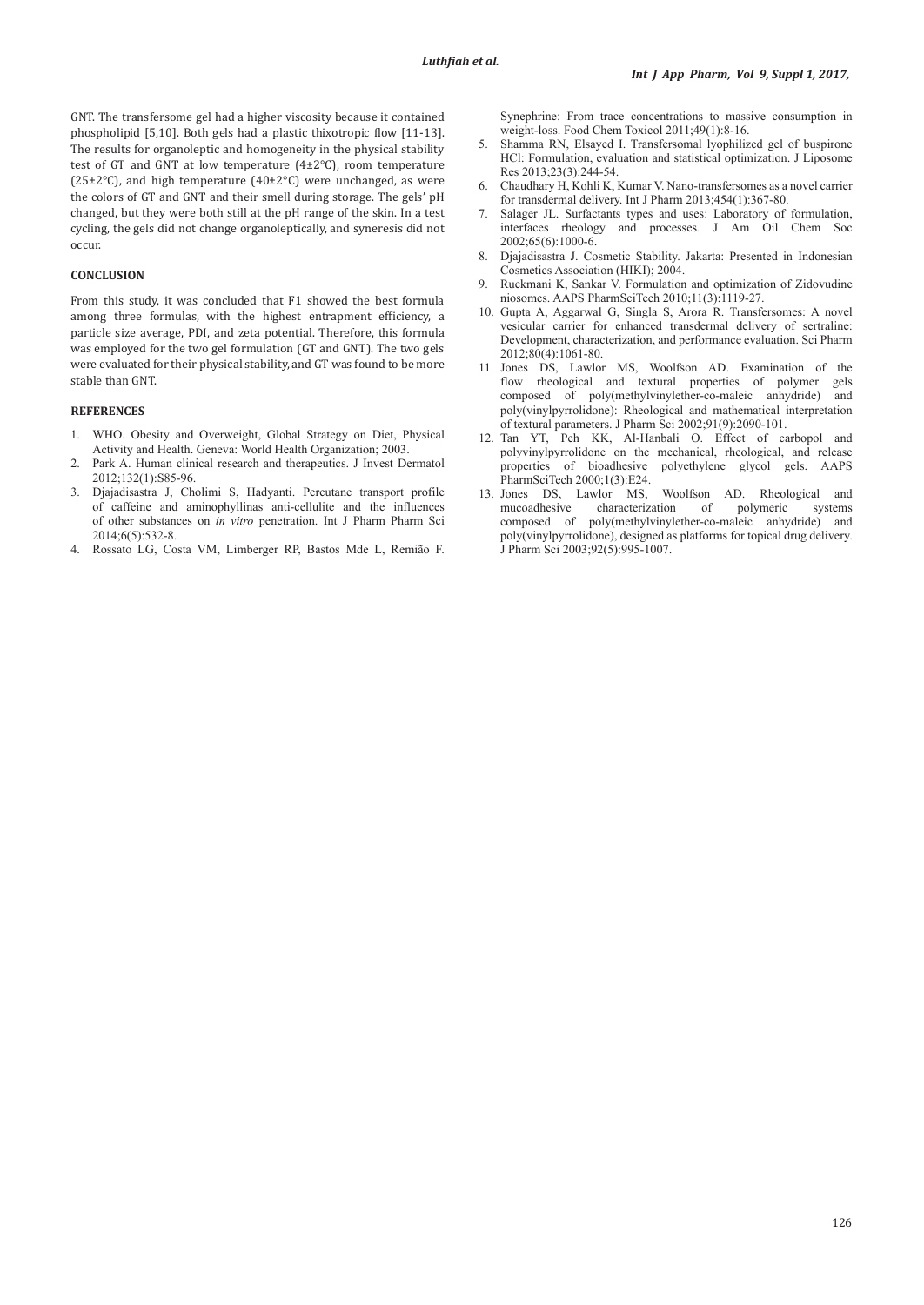GNT. The transfersome gel had a higher viscosity because it contained phospholipid [5,10]. Both gels had a plastic thixotropic flow [11-13]. The results for organoleptic and homogeneity in the physical stability test of GT and GNT at low temperature (4±2°C), room temperature (25±2°C), and high temperature (40±2°C) were unchanged, as were the colors of GT and GNT and their smell during storage. The gels' pH changed, but they were both still at the pH range of the skin. In a test cycling, the gels did not change organoleptically, and syneresis did not occur.

## CONCLUSION

From this study, it was concluded that F1 showed the best formula among three formulas, with the highest entrapment efficiency, a particle size average, PDI, and zeta potential. Therefore, this formula was employed for the two gel formulation (GT and GNT). The two gels were evaluated for their physical stability, and GT was found to be more stable than GNT.

## REFERENCES

1. WHO. Obesity and Overweight, Global Strategy on Diet, Physical Activity and Health. Geneva: World Health Organization; 2003.
2. Park A. Human clinical research and therapeutics. J Invest Dermatol 2012;132(1):S85-96.
3. Djajadisastra J, Cholimi S, Hadyanti. Percutane transport profile of caffeine and aminophyllinas anti-cellulite and the influences of other substances on *in vitro* penetration. Int J Pharm Pharm Sci 2014;6(5):532-8.
4. Rossato LG, Costa VM, Limberger RP, Bastos Mde L, Remião F. Synephrine: From trace concentrations to massive consumption in weight-loss. Food Chem Toxicol 2011;49(1):8-16.
5. Shamma RN, Elsayed I. Transfersomal lyophilized gel of buspirone HCl: Formulation, evaluation and statistical optimization. J Liposome Res 2013;23(3):244-54.
6. Chaudhary H, Kohli K, Kumar V. Nano-transfersomes as a novel carrier for transdermal delivery. Int J Pharm 2013;454(1):367-80.
7. Salager JL. Surfactants types and uses: Laboratory of formulation, interfaces rheology and processes. J Am Oil Chem Soc 2002;65(6):1000-6.
8. Djajadisastra J. Cosmetic Stability. Jakarta: Presented in Indonesian Cosmetics Association (HIKI); 2004.
9. Ruckmani K, Sankar V. Formulation and optimization of Zidovudine niosomes. AAPS PharmSciTech 2010;11(3):1119-27.
10. Gupta A, Aggarwal G, Singla S, Arora R. Transfersomes: A novel vesicular carrier for enhanced transdermal delivery of sertraline: Development, characterization, and performance evaluation. Sci Pharm 2012;80(4):1061-80.
11. Jones DS, Lawlor MS, Woolfson AD. Examination of the flow rheological and textural properties of polymer gels composed of poly(methylvinylether-co-maleic anhydride) and poly(vinylpyrrolidone): Rheological and mathematical interpretation of textural parameters. J Pharm Sci 2002;91(9):2090-101.
12. Tan YT, Peh KK, Al-Hanbali O. Effect of carbopol and polyvinylpyrrolidone on the mechanical, rheological, and release properties of bioadhesive polyethylene glycol gels. AAPS PharmSciTech 2000;1(3):E24.
13. Jones DS, Lawlor MS, Woolfson AD. Rheological and mucoadhesive characterization of polymeric systems composed of poly(methylvinylether-co-maleic anhydride) and poly(vinylpyrrolidone), designed as platforms for topical drug delivery. J Pharm Sci 2003;92(5):995-1007.